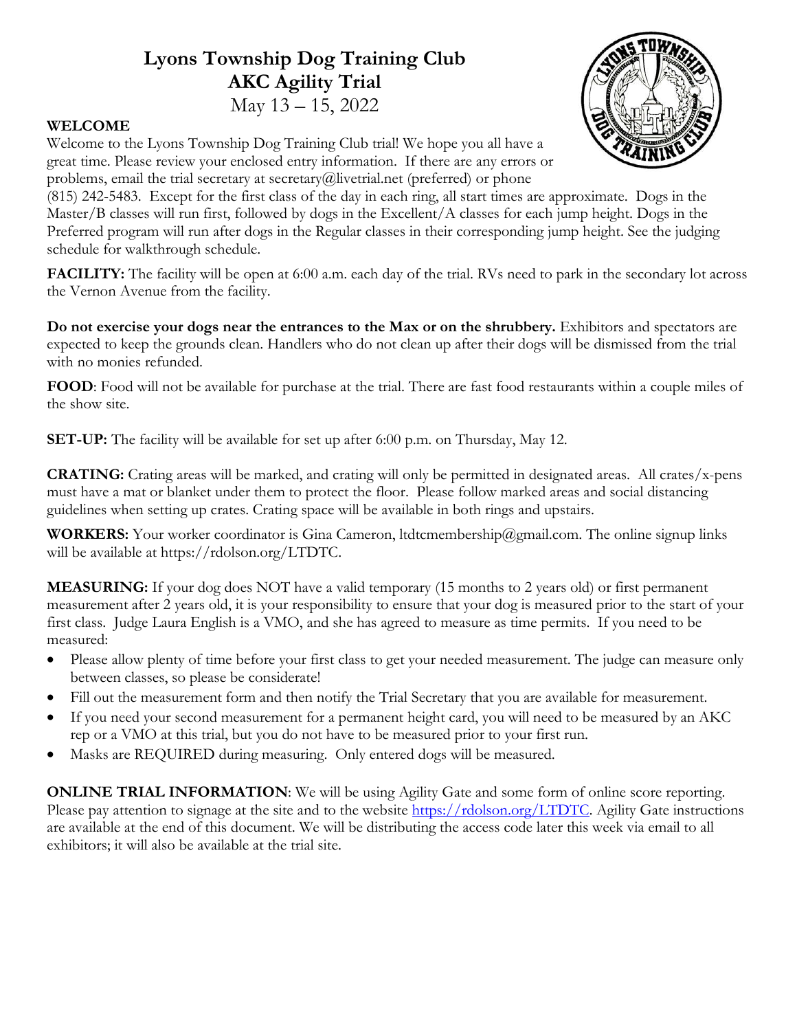# Lyons Township Dog Training Club
# AKC Agility Trial
May 13 – 15, 2022

**WELCOME**

Welcome to the Lyons Township Dog Training Club trial! We hope you all have a great time. Please review your enclosed entry information. If there are any errors or problems, email the trial secretary at secretary@livetrial.net (preferred) or phone (815) 242-5483. Except for the first class of the day in each ring, all start times are approximate. Dogs in the Master/B classes will run first, followed by dogs in the Excellent/A classes for each jump height. Dogs in the Preferred program will run after dogs in the Regular classes in their corresponding jump height. See the judging schedule for walkthrough schedule.

**FACILITY:** The facility will be open at 6:00 a.m. each day of the trial. RVs need to park in the secondary lot across the Vernon Avenue from the facility.

**Do not exercise your dogs near the entrances to the Max or on the shrubbery.** Exhibitors and spectators are expected to keep the grounds clean. Handlers who do not clean up after their dogs will be dismissed from the trial with no monies refunded.

**FOOD**: Food will not be available for purchase at the trial. There are fast food restaurants within a couple miles of the show site.

**SET-UP:** The facility will be available for set up after 6:00 p.m. on Thursday, May 12.

**CRATING:** Crating areas will be marked, and crating will only be permitted in designated areas. All crates/x-pens must have a mat or blanket under them to protect the floor. Please follow marked areas and social distancing guidelines when setting up crates. Crating space will be available in both rings and upstairs.

**WORKERS:** Your worker coordinator is Gina Cameron, ltdtcmembership@gmail.com. The online signup links will be available at https://rdolson.org/LTDTC.

**MEASURING:** If your dog does NOT have a valid temporary (15 months to 2 years old) or first permanent measurement after 2 years old, it is your responsibility to ensure that your dog is measured prior to the start of your first class. Judge Laura English is a VMO, and she has agreed to measure as time permits. If you need to be measured:

- Please allow plenty of time before your first class to get your needed measurement. The judge can measure only between classes, so please be considerate!
- Fill out the measurement form and then notify the Trial Secretary that you are available for measurement.
- If you need your second measurement for a permanent height card, you will need to be measured by an AKC rep or a VMO at this trial, but you do not have to be measured prior to your first run.
- Masks are REQUIRED during measuring. Only entered dogs will be measured.

**ONLINE TRIAL INFORMATION**: We will be using Agility Gate and some form of online score reporting. Please pay attention to signage at the site and to the website https://rdolson.org/LTDTC. Agility Gate instructions are available at the end of this document. We will be distributing the access code later this week via email to all exhibitors; it will also be available at the trial site.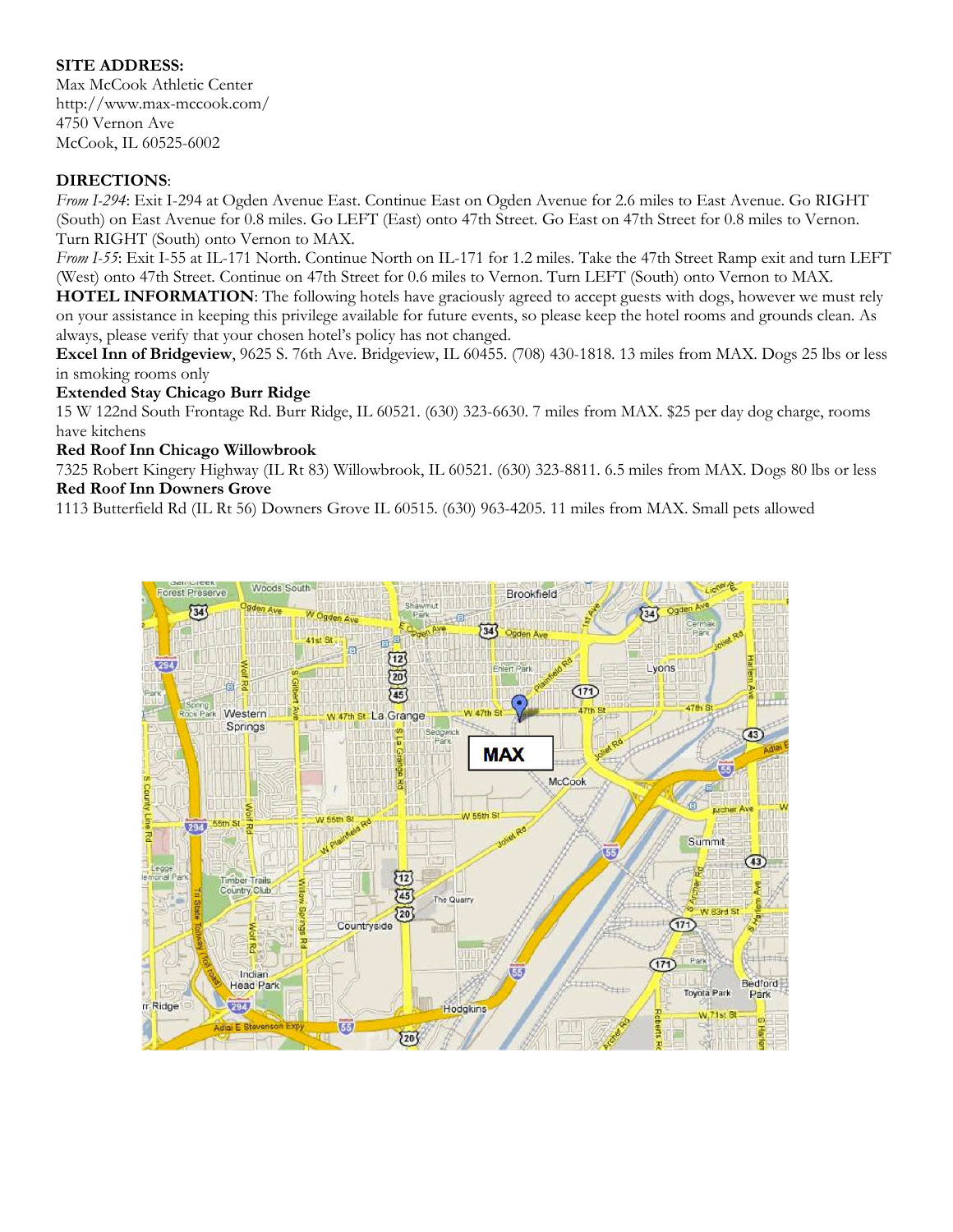**SITE ADDRESS:**
Max McCook Athletic Center
http://www.max-mccook.com/
4750 Vernon Ave
McCook, IL 60525-6002

**DIRECTIONS**:
*From I-294*: Exit I-294 at Ogden Avenue East. Continue East on Ogden Avenue for 2.6 miles to East Avenue. Go RIGHT (South) on East Avenue for 0.8 miles. Go LEFT (East) onto 47th Street. Go East on 47th Street for 0.8 miles to Vernon. Turn RIGHT (South) onto Vernon to MAX.
*From I-55*: Exit I-55 at IL-171 North. Continue North on IL-171 for 1.2 miles. Take the 47th Street Ramp exit and turn LEFT (West) onto 47th Street. Continue on 47th Street for 0.6 miles to Vernon. Turn LEFT (South) onto Vernon to MAX.

**HOTEL INFORMATION**: The following hotels have graciously agreed to accept guests with dogs, however we must rely on your assistance in keeping this privilege available for future events, so please keep the hotel rooms and grounds clean. As always, please verify that your chosen hotel's policy has not changed.

**Excel Inn of Bridgeview**, 9625 S. 76th Ave. Bridgeview, IL 60455. (708) 430-1818. 13 miles from MAX. Dogs 25 lbs or less in smoking rooms only

**Extended Stay Chicago Burr Ridge**
15 W 122nd South Frontage Rd. Burr Ridge, IL 60521. (630) 323-6630. 7 miles from MAX. $25 per day dog charge, rooms have kitchens

**Red Roof Inn Chicago Willowbrook**
7325 Robert Kingery Highway (IL Rt 83) Willowbrook, IL 60521. (630) 323-8811. 6.5 miles from MAX. Dogs 80 lbs or less

**Red Roof Inn Downers Grove**
1113 Butterfield Rd (IL Rt 56) Downers Grove IL 60515. (630) 963-4205. 11 miles from MAX. Small pets allowed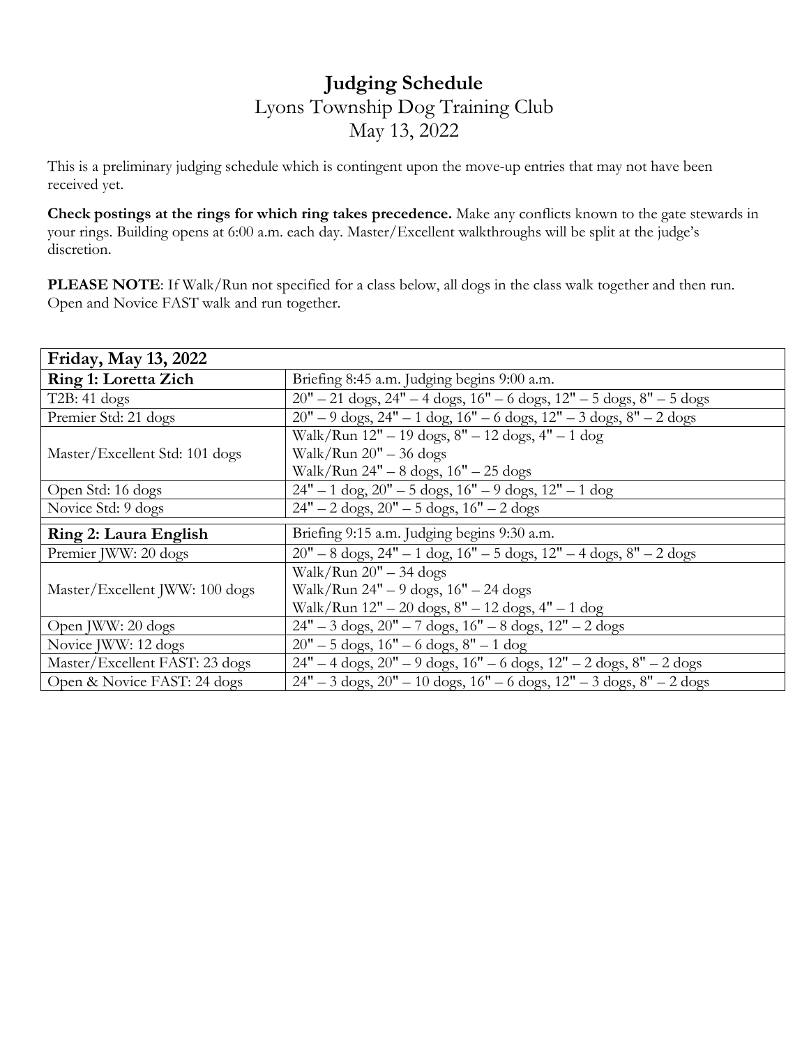# Judging Schedule

Lyons Township Dog Training Club

May 13, 2022

This is a preliminary judging schedule which is contingent upon the move-up entries that may not have been received yet.

**Check postings at the rings for which ring takes precedence.** Make any conflicts known to the gate stewards in your rings. Building opens at 6:00 a.m. each day. Master/Excellent walkthroughs will be split at the judge's discretion.

**PLEASE NOTE**: If Walk/Run not specified for a class below, all dogs in the class walk together and then run. Open and Novice FAST walk and run together.

| **Friday, May 13, 2022** | |
|---|---|
| **Ring 1: Loretta Zich** | Briefing 8:45 a.m. Judging begins 9:00 a.m. |
| T2B: 41 dogs | 20" – 21 dogs, 24" – 4 dogs, 16" – 6 dogs, 12" – 5 dogs, 8" – 5 dogs |
| Premier Std: 21 dogs | 20" – 9 dogs, 24" – 1 dog, 16" – 6 dogs, 12" – 3 dogs, 8" – 2 dogs |
| Master/Excellent Std: 101 dogs | Walk/Run 12" – 19 dogs, 8" – 12 dogs, 4" – 1 dog<br>Walk/Run 20" – 36 dogs<br>Walk/Run 24" – 8 dogs, 16" – 25 dogs |
| Open Std: 16 dogs | 24" – 1 dog, 20" – 5 dogs, 16" – 9 dogs, 12" – 1 dog |
| Novice Std: 9 dogs | 24" – 2 dogs, 20" – 5 dogs, 16" – 2 dogs |
| **Ring 2: Laura English** | Briefing 9:15 a.m. Judging begins 9:30 a.m. |
| Premier JWW: 20 dogs | 20" – 8 dogs, 24" – 1 dog, 16" – 5 dogs, 12" – 4 dogs, 8" – 2 dogs |
| Master/Excellent JWW: 100 dogs | Walk/Run 20" – 34 dogs<br>Walk/Run 24" – 9 dogs, 16" – 24 dogs<br>Walk/Run 12" – 20 dogs, 8" – 12 dogs, 4" – 1 dog |
| Open JWW: 20 dogs | 24" – 3 dogs, 20" – 7 dogs, 16" – 8 dogs, 12" – 2 dogs |
| Novice JWW: 12 dogs | 20" – 5 dogs, 16" – 6 dogs, 8" – 1 dog |
| Master/Excellent FAST: 23 dogs | 24" – 4 dogs, 20" – 9 dogs, 16" – 6 dogs, 12" – 2 dogs, 8" – 2 dogs |
| Open & Novice FAST: 24 dogs | 24" – 3 dogs, 20" – 10 dogs, 16" – 6 dogs, 12" – 3 dogs, 8" – 2 dogs |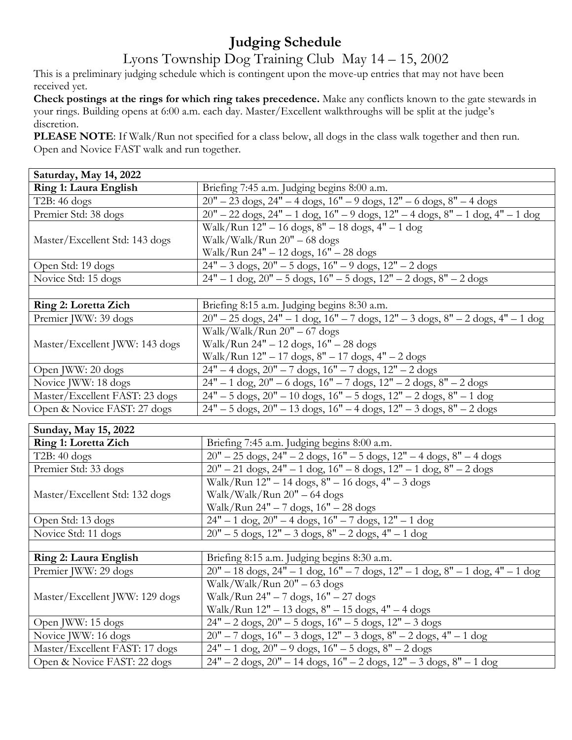# Judging Schedule

## Lyons Township Dog Training Club May 14 – 15, 2002

This is a preliminary judging schedule which is contingent upon the move-up entries that may not have been received yet.

**Check postings at the rings for which ring takes precedence.** Make any conflicts known to the gate stewards in your rings. Building opens at 6:00 a.m. each day. Master/Excellent walkthroughs will be split at the judge's discretion.

**PLEASE NOTE**: If Walk/Run not specified for a class below, all dogs in the class walk together and then run. Open and Novice FAST walk and run together.

| **Saturday, May 14, 2022** | |
|---|---|
| **Ring 1: Laura English** | Briefing 7:45 a.m. Judging begins 8:00 a.m. |
| T2B: 46 dogs | 20" – 23 dogs, 24" – 4 dogs, 16" – 9 dogs, 12" – 6 dogs, 8" – 4 dogs |
| Premier Std: 38 dogs | 20" – 22 dogs, 24" – 1 dog, 16" – 9 dogs, 12" – 4 dogs, 8" – 1 dog, 4" – 1 dog |
| Master/Excellent Std: 143 dogs | Walk/Run 12" – 16 dogs, 8" – 18 dogs, 4" – 1 dog<br>Walk/Walk/Run 20" – 68 dogs<br>Walk/Run 24" – 12 dogs, 16" – 28 dogs |
| Open Std: 19 dogs | 24" – 3 dogs, 20" – 5 dogs, 16" – 9 dogs, 12" – 2 dogs |
| Novice Std: 15 dogs | 24" – 1 dog, 20" – 5 dogs, 16" – 5 dogs, 12" – 2 dogs, 8" – 2 dogs |
| | |
| **Ring 2: Loretta Zich** | Briefing 8:15 a.m. Judging begins 8:30 a.m. |
| Premier JWW: 39 dogs | 20" – 25 dogs, 24" – 1 dog, 16" – 7 dogs, 12" – 3 dogs, 8" – 2 dogs, 4" – 1 dog |
| Master/Excellent JWW: 143 dogs | Walk/Walk/Run 20" – 67 dogs<br>Walk/Run 24" – 12 dogs, 16" – 28 dogs<br>Walk/Run 12" – 17 dogs, 8" – 17 dogs, 4" – 2 dogs |
| Open JWW: 20 dogs | 24" – 4 dogs, 20" – 7 dogs, 16" – 7 dogs, 12" – 2 dogs |
| Novice JWW: 18 dogs | 24" – 1 dog, 20" – 6 dogs, 16" – 7 dogs, 12" – 2 dogs, 8" – 2 dogs |
| Master/Excellent FAST: 23 dogs | 24" – 5 dogs, 20" – 10 dogs, 16" – 5 dogs, 12" – 2 dogs, 8" – 1 dog |
| Open & Novice FAST: 27 dogs | 24" – 5 dogs, 20" – 13 dogs, 16" – 4 dogs, 12" – 3 dogs, 8" – 2 dogs |

| **Sunday, May 15, 2022** | |
|---|---|
| **Ring 1: Loretta Zich** | Briefing 7:45 a.m. Judging begins 8:00 a.m. |
| T2B: 40 dogs | 20" – 25 dogs, 24" – 2 dogs, 16" – 5 dogs, 12" – 4 dogs, 8" – 4 dogs |
| Premier Std: 33 dogs | 20" – 21 dogs, 24" – 1 dog, 16" – 8 dogs, 12" – 1 dog, 8" – 2 dogs |
| Master/Excellent Std: 132 dogs | Walk/Run 12" – 14 dogs, 8" – 16 dogs, 4" – 3 dogs<br>Walk/Walk/Run 20" – 64 dogs<br>Walk/Run 24" – 7 dogs, 16" – 28 dogs |
| Open Std: 13 dogs | 24" – 1 dog, 20" – 4 dogs, 16" – 7 dogs, 12" – 1 dog |
| Novice Std: 11 dogs | 20" – 5 dogs, 12" – 3 dogs, 8" – 2 dogs, 4" – 1 dog |
| | |
| **Ring 2: Laura English** | Briefing 8:15 a.m. Judging begins 8:30 a.m. |
| Premier JWW: 29 dogs | 20" – 18 dogs, 24" – 1 dog, 16" – 7 dogs, 12" – 1 dog, 8" – 1 dog, 4" – 1 dog |
| Master/Excellent JWW: 129 dogs | Walk/Walk/Run 20" – 63 dogs<br>Walk/Run 24" – 7 dogs, 16" – 27 dogs<br>Walk/Run 12" – 13 dogs, 8" – 15 dogs, 4" – 4 dogs |
| Open JWW: 15 dogs | 24" – 2 dogs, 20" – 5 dogs, 16" – 5 dogs, 12" – 3 dogs |
| Novice JWW: 16 dogs | 20" – 7 dogs, 16" – 3 dogs, 12" – 3 dogs, 8" – 2 dogs, 4" – 1 dog |
| Master/Excellent FAST: 17 dogs | 24" – 1 dog, 20" – 9 dogs, 16" – 5 dogs, 8" – 2 dogs |
| Open & Novice FAST: 22 dogs | 24" – 2 dogs, 20" – 14 dogs, 16" – 2 dogs, 12" – 3 dogs, 8" – 1 dog |